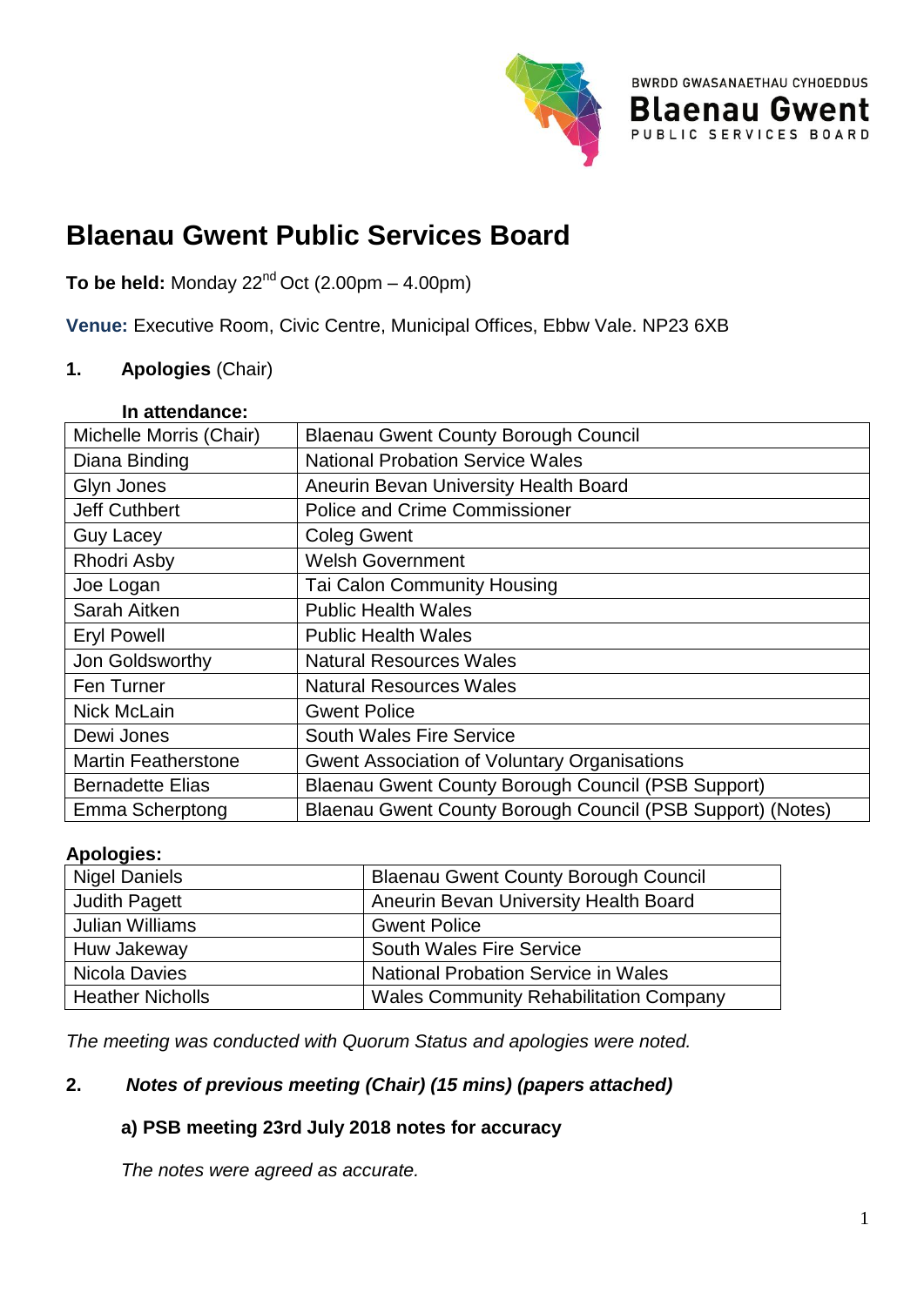BWRDD GWASANAETHAU CYHOEDDUS
**Blaenau Gwent**
PUBLIC SERVICES BOARD

# Blaenau Gwent Public Services Board

**To be held:** Monday 22nd Oct (2.00pm – 4.00pm)

**Venue:** Executive Room, Civic Centre, Municipal Offices, Ebbw Vale. NP23 6XB

## 1. Apologies (Chair)

**In attendance:**

| | |
|---|---|
| Michelle Morris (Chair) | Blaenau Gwent County Borough Council |
| Diana Binding | National Probation Service Wales |
| Glyn Jones | Aneurin Bevan University Health Board |
| Jeff Cuthbert | Police and Crime Commissioner |
| Guy Lacey | Coleg Gwent |
| Rhodri Asby | Welsh Government |
| Joe Logan | Tai Calon Community Housing |
| Sarah Aitken | Public Health Wales |
| Eryl Powell | Public Health Wales |
| Jon Goldsworthy | Natural Resources Wales |
| Fen Turner | Natural Resources Wales |
| Nick McLain | Gwent Police |
| Dewi Jones | South Wales Fire Service |
| Martin Featherstone | Gwent Association of Voluntary Organisations |
| Bernadette Elias | Blaenau Gwent County Borough Council (PSB Support) |
| Emma Scherptong | Blaenau Gwent County Borough Council (PSB Support) (Notes) |

**Apologies:**

| | |
|---|---|
| Nigel Daniels | Blaenau Gwent County Borough Council |
| Judith Pagett | Aneurin Bevan University Health Board |
| Julian Williams | Gwent Police |
| Huw Jakeway | South Wales Fire Service |
| Nicola Davies | National Probation Service in Wales |
| Heather Nicholls | Wales Community Rehabilitation Company |

*The meeting was conducted with Quorum Status and apologies were noted.*

## 2. *Notes of previous meeting (Chair) (15 mins) (papers attached)*

**a) PSB meeting 23rd July 2018 notes for accuracy**

*The notes were agreed as accurate.*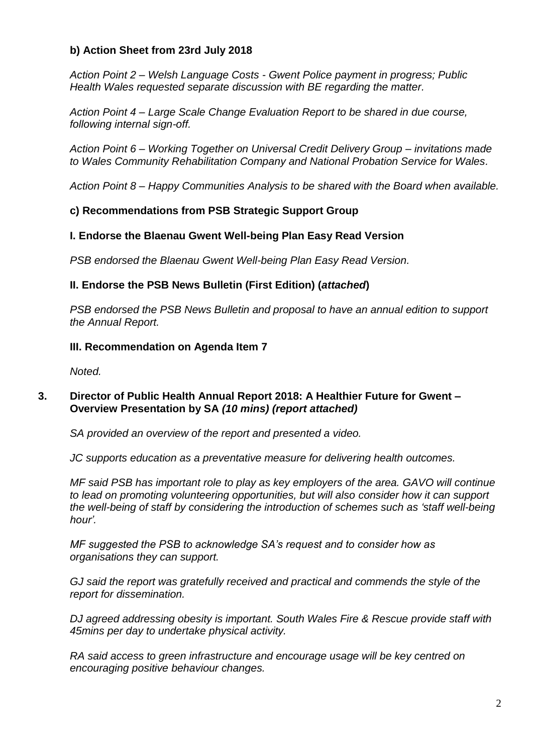**b) Action Sheet from 23rd July 2018**

*Action Point 2 – Welsh Language Costs - Gwent Police payment in progress; Public Health Wales requested separate discussion with BE regarding the matter.*

*Action Point 4 – Large Scale Change Evaluation Report to be shared in due course, following internal sign-off.*

*Action Point 6 – Working Together on Universal Credit Delivery Group – invitations made to Wales Community Rehabilitation Company and National Probation Service for Wales.*

*Action Point 8 – Happy Communities Analysis to be shared with the Board when available.*

**c) Recommendations from PSB Strategic Support Group**

**I. Endorse the Blaenau Gwent Well-being Plan Easy Read Version**

*PSB endorsed the Blaenau Gwent Well-being Plan Easy Read Version.*

**II. Endorse the PSB News Bulletin (First Edition) (*attached*)**

*PSB endorsed the PSB News Bulletin and proposal to have an annual edition to support the Annual Report.*

**III. Recommendation on Agenda Item 7**

*Noted.*

**3. Director of Public Health Annual Report 2018: A Healthier Future for Gwent – Overview Presentation by SA *(10 mins) (report attached)***

*SA provided an overview of the report and presented a video.*

*JC supports education as a preventative measure for delivering health outcomes.*

*MF said PSB has important role to play as key employers of the area. GAVO will continue to lead on promoting volunteering opportunities, but will also consider how it can support the well-being of staff by considering the introduction of schemes such as 'staff well-being hour'.*

*MF suggested the PSB to acknowledge SA's request and to consider how as organisations they can support.*

*GJ said the report was gratefully received and practical and commends the style of the report for dissemination.*

*DJ agreed addressing obesity is important. South Wales Fire & Rescue provide staff with 45mins per day to undertake physical activity.*

*RA said access to green infrastructure and encourage usage will be key centred on encouraging positive behaviour changes.*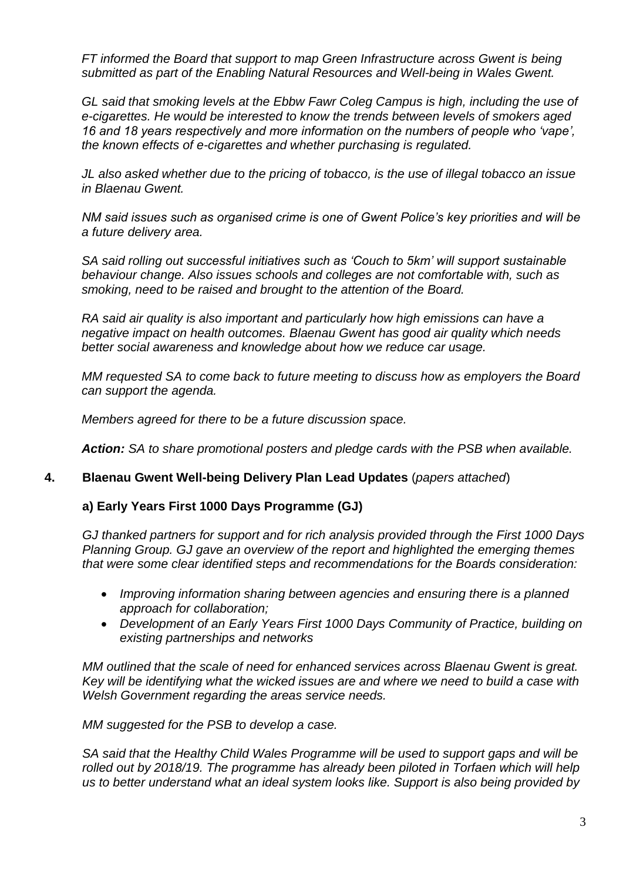*FT informed the Board that support to map Green Infrastructure across Gwent is being submitted as part of the Enabling Natural Resources and Well-being in Wales Gwent.*

*GL said that smoking levels at the Ebbw Fawr Coleg Campus is high, including the use of e-cigarettes. He would be interested to know the trends between levels of smokers aged 16 and 18 years respectively and more information on the numbers of people who 'vape', the known effects of e-cigarettes and whether purchasing is regulated.*

*JL also asked whether due to the pricing of tobacco, is the use of illegal tobacco an issue in Blaenau Gwent.*

*NM said issues such as organised crime is one of Gwent Police's key priorities and will be a future delivery area.*

*SA said rolling out successful initiatives such as 'Couch to 5km' will support sustainable behaviour change. Also issues schools and colleges are not comfortable with, such as smoking, need to be raised and brought to the attention of the Board.*

*RA said air quality is also important and particularly how high emissions can have a negative impact on health outcomes. Blaenau Gwent has good air quality which needs better social awareness and knowledge about how we reduce car usage.*

*MM requested SA to come back to future meeting to discuss how as employers the Board can support the agenda.*

*Members agreed for there to be a future discussion space.*

***Action:** SA to share promotional posters and pledge cards with the PSB when available.*

## 4. Blaenau Gwent Well-being Delivery Plan Lead Updates (*papers attached*)

### a) Early Years First 1000 Days Programme (GJ)

*GJ thanked partners for support and for rich analysis provided through the First 1000 Days Planning Group. GJ gave an overview of the report and highlighted the emerging themes that were some clear identified steps and recommendations for the Boards consideration:*

- *Improving information sharing between agencies and ensuring there is a planned approach for collaboration;*
- *Development of an Early Years First 1000 Days Community of Practice, building on existing partnerships and networks*

*MM outlined that the scale of need for enhanced services across Blaenau Gwent is great. Key will be identifying what the wicked issues are and where we need to build a case with Welsh Government regarding the areas service needs.*

*MM suggested for the PSB to develop a case.*

*SA said that the Healthy Child Wales Programme will be used to support gaps and will be rolled out by 2018/19. The programme has already been piloted in Torfaen which will help us to better understand what an ideal system looks like. Support is also being provided by*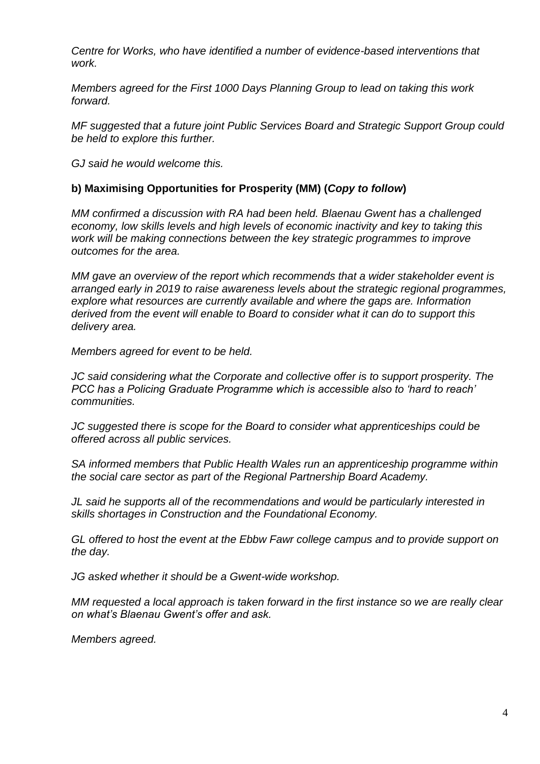*Centre for Works, who have identified a number of evidence-based interventions that work.*

*Members agreed for the First 1000 Days Planning Group to lead on taking this work forward.*

*MF suggested that a future joint Public Services Board and Strategic Support Group could be held to explore this further.*

*GJ said he would welcome this.*

**b) Maximising Opportunities for Prosperity (MM) (*Copy to follow*)**

*MM confirmed a discussion with RA had been held. Blaenau Gwent has a challenged economy, low skills levels and high levels of economic inactivity and key to taking this work will be making connections between the key strategic programmes to improve outcomes for the area.*

*MM gave an overview of the report which recommends that a wider stakeholder event is arranged early in 2019 to raise awareness levels about the strategic regional programmes, explore what resources are currently available and where the gaps are. Information derived from the event will enable to Board to consider what it can do to support this delivery area.*

*Members agreed for event to be held.*

*JC said considering what the Corporate and collective offer is to support prosperity. The PCC has a Policing Graduate Programme which is accessible also to 'hard to reach' communities.*

*JC suggested there is scope for the Board to consider what apprenticeships could be offered across all public services.*

*SA informed members that Public Health Wales run an apprenticeship programme within the social care sector as part of the Regional Partnership Board Academy.*

*JL said he supports all of the recommendations and would be particularly interested in skills shortages in Construction and the Foundational Economy.*

*GL offered to host the event at the Ebbw Fawr college campus and to provide support on the day.*

*JG asked whether it should be a Gwent-wide workshop.*

*MM requested a local approach is taken forward in the first instance so we are really clear on what's Blaenau Gwent's offer and ask.*

*Members agreed.*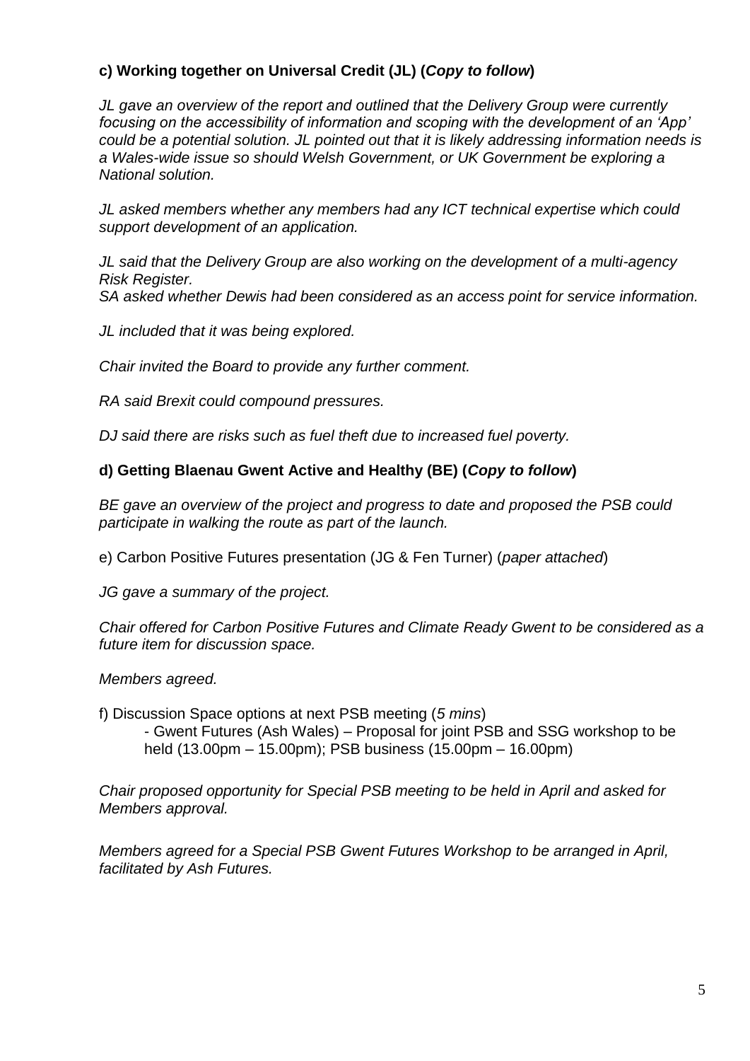**c) Working together on Universal Credit (JL) (*Copy to follow*)**

*JL gave an overview of the report and outlined that the Delivery Group were currently focusing on the accessibility of information and scoping with the development of an 'App' could be a potential solution. JL pointed out that it is likely addressing information needs is a Wales-wide issue so should Welsh Government, or UK Government be exploring a National solution.*

*JL asked members whether any members had any ICT technical expertise which could support development of an application.*

*JL said that the Delivery Group are also working on the development of a multi-agency Risk Register.*
*SA asked whether Dewis had been considered as an access point for service information.*

*JL included that it was being explored.*

*Chair invited the Board to provide any further comment.*

*RA said Brexit could compound pressures.*

*DJ said there are risks such as fuel theft due to increased fuel poverty.*

**d) Getting Blaenau Gwent Active and Healthy (BE) (*Copy to follow*)**

*BE gave an overview of the project and progress to date and proposed the PSB could participate in walking the route as part of the launch.*

e) Carbon Positive Futures presentation (JG & Fen Turner) (*paper attached*)

*JG gave a summary of the project.*

*Chair offered for Carbon Positive Futures and Climate Ready Gwent to be considered as a future item for discussion space.*

*Members agreed.*

f) Discussion Space options at next PSB meeting (*5 mins*)

- Gwent Futures (Ash Wales) – Proposal for joint PSB and SSG workshop to be held (13.00pm – 15.00pm); PSB business (15.00pm – 16.00pm)

*Chair proposed opportunity for Special PSB meeting to be held in April and asked for Members approval.*

*Members agreed for a Special PSB Gwent Futures Workshop to be arranged in April, facilitated by Ash Futures.*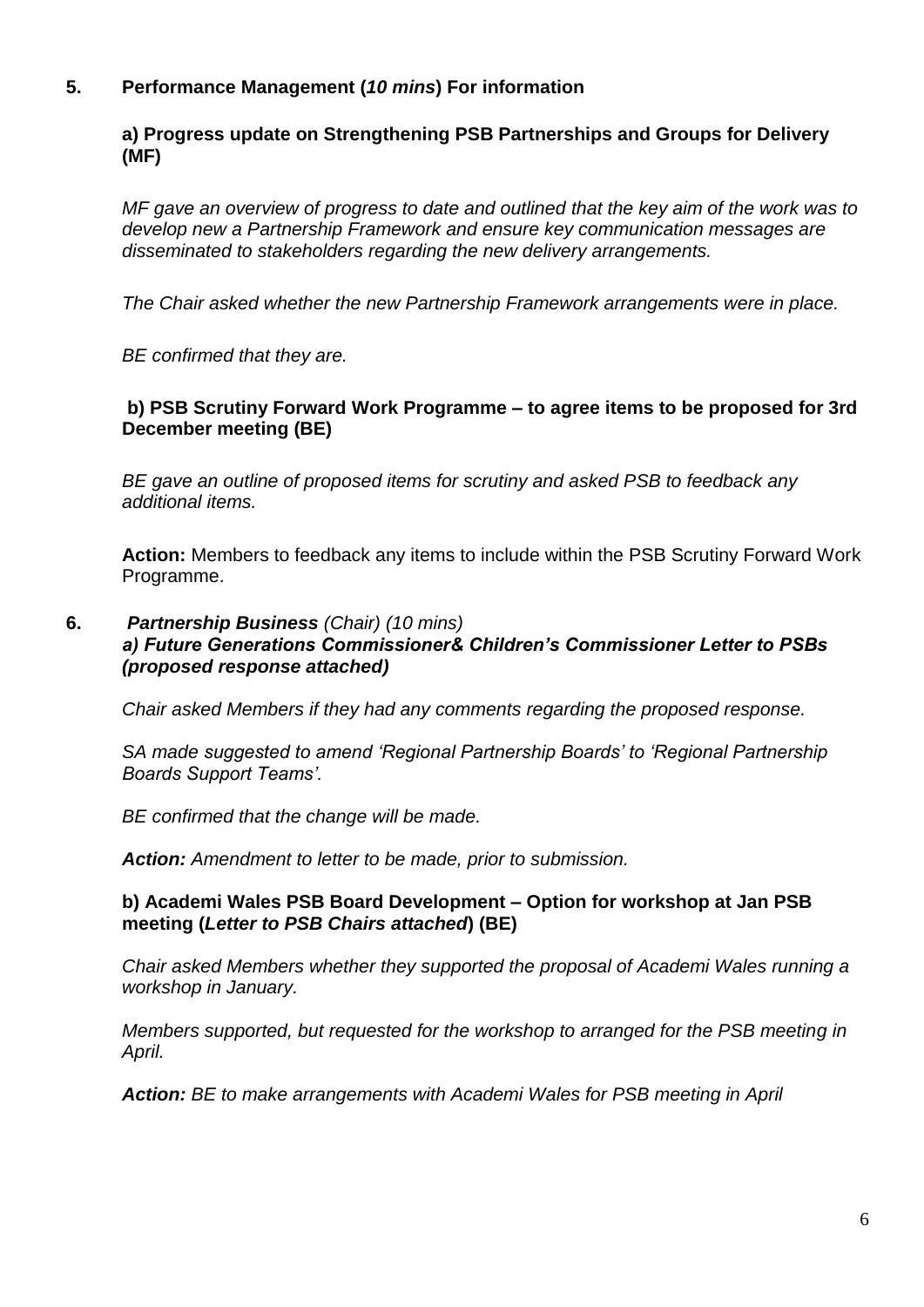**5. Performance Management (*10 mins*) For information**

**a) Progress update on Strengthening PSB Partnerships and Groups for Delivery (MF)**

*MF gave an overview of progress to date and outlined that the key aim of the work was to develop new a Partnership Framework and ensure key communication messages are disseminated to stakeholders regarding the new delivery arrangements.*

*The Chair asked whether the new Partnership Framework arrangements were in place.*

*BE confirmed that they are.*

**b) PSB Scrutiny Forward Work Programme – to agree items to be proposed for 3rd December meeting (BE)**

*BE gave an outline of proposed items for scrutiny and asked PSB to feedback any additional items.*

**Action:** Members to feedback any items to include within the PSB Scrutiny Forward Work Programme.

**6. *Partnership Business*** *(Chair) (10 mins)*
***a) Future Generations Commissioner& Children's Commissioner Letter to PSBs (proposed response attached)***

*Chair asked Members if they had any comments regarding the proposed response.*

*SA made suggested to amend 'Regional Partnership Boards' to 'Regional Partnership Boards Support Teams'.*

*BE confirmed that the change will be made.*

***Action:*** *Amendment to letter to be made, prior to submission.*

**b) Academi Wales PSB Board Development – Option for workshop at Jan PSB meeting (*Letter to PSB Chairs attached*) (BE)**

*Chair asked Members whether they supported the proposal of Academi Wales running a workshop in January.*

*Members supported, but requested for the workshop to arranged for the PSB meeting in April.*

***Action:*** *BE to make arrangements with Academi Wales for PSB meeting in April*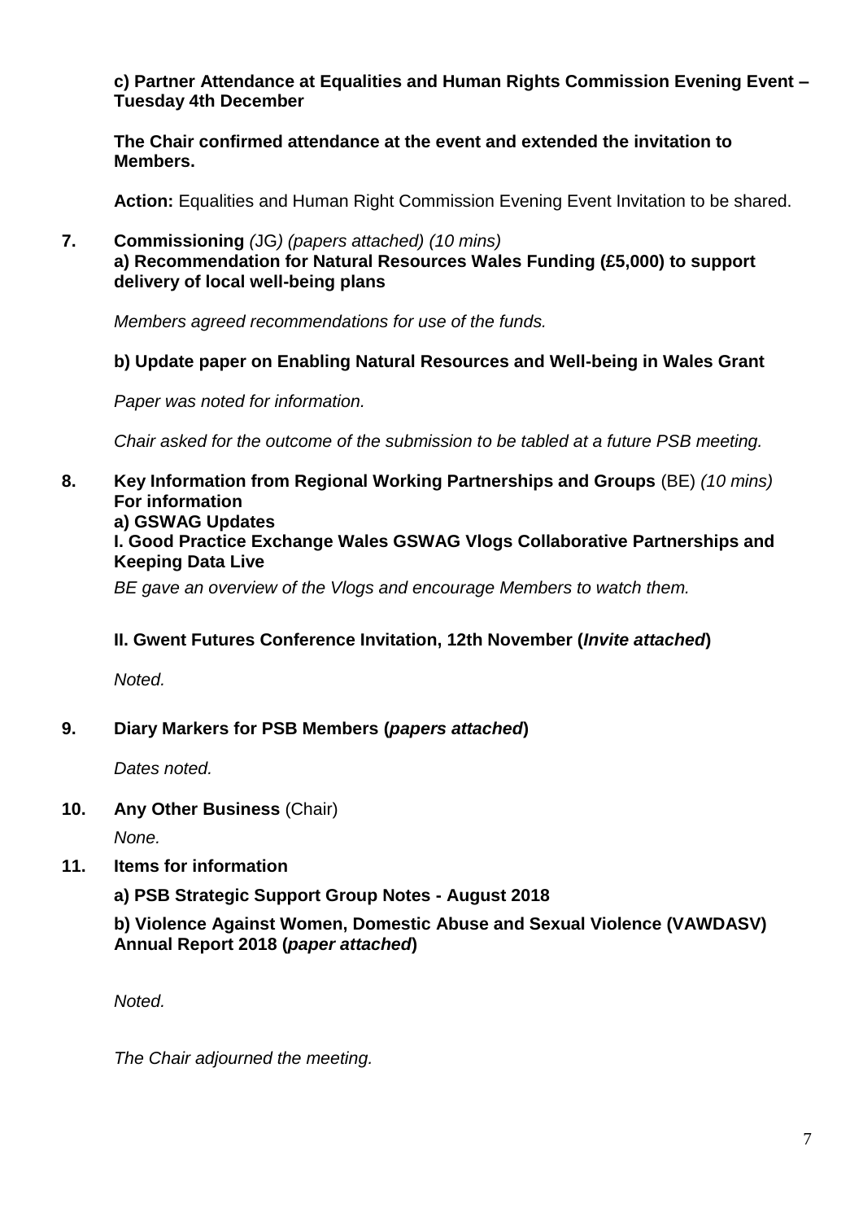**c) Partner Attendance at Equalities and Human Rights Commission Evening Event – Tuesday 4th December**

**The Chair confirmed attendance at the event and extended the invitation to Members.**

**Action:** Equalities and Human Right Commission Evening Event Invitation to be shared.

**7. Commissioning** *(*JG*) (papers attached) (10 mins)*
**a) Recommendation for Natural Resources Wales Funding (£5,000) to support delivery of local well-being plans**

*Members agreed recommendations for use of the funds.*

**b) Update paper on Enabling Natural Resources and Well-being in Wales Grant**

*Paper was noted for information.*

*Chair asked for the outcome of the submission to be tabled at a future PSB meeting.*

**8. Key Information from Regional Working Partnerships and Groups** (BE) *(10 mins)*
**For information**
**a) GSWAG Updates**
**I. Good Practice Exchange Wales GSWAG Vlogs Collaborative Partnerships and Keeping Data Live**

*BE gave an overview of the Vlogs and encourage Members to watch them.*

**II. Gwent Futures Conference Invitation, 12th November (*Invite attached*)**

*Noted.*

**9. Diary Markers for PSB Members (*papers attached*)**

*Dates noted.*

**10. Any Other Business** (Chair)

*None.*

**11. Items for information**

**a) PSB Strategic Support Group Notes - August 2018**

**b) Violence Against Women, Domestic Abuse and Sexual Violence (VAWDASV) Annual Report 2018 (*paper attached*)**

*Noted.*

*The Chair adjourned the meeting.*